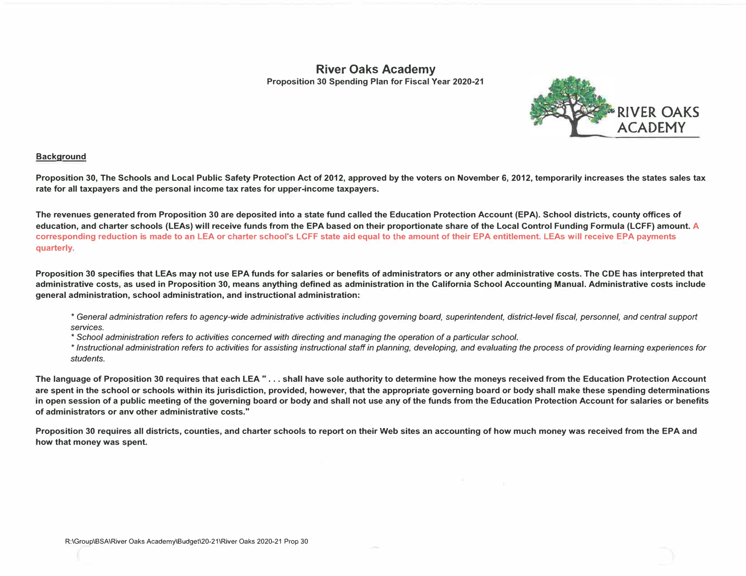# River Oaks Academy

**Proposition 30 Spending Plan for Fiscal Year 2020-21**

RIVER OAKS ACADEMY

## Background

**Proposition 30, The Schools and Local Public Safety Protection Act of 2012, approved by the voters on November 6, 2012, temporarily increases the states sales tax rate for all taxpayers and the personal income tax rates for upper-income taxpayers.**

**The revenues generated from Proposition 30 are deposited into a state fund called the Education Protection Account (EPA). School districts, county offices of education, and charter schools (LEAs) will receive funds from the EPA based on their proportionate share of the Local Control Funding Formula (LCFF) amount. A corresponding reduction is made to an LEA or charter school's LCFF state aid equal to the amount of their EPA entitlement. LEAs will receive EPA payments quarterly.**

**Proposition 30 specifies that LEAs may not use EPA funds for salaries or benefits of administrators or any other administrative costs. The CDE has interpreted that administrative costs, as used in Proposition 30, means anything defined as administration in the California School Accounting Manual. Administrative costs include general administration, school administration, and instructional administration:**

*\* General administration refers to agency-wide administrative activities including governing board, superintendent, district-level fiscal, personnel, and central support services.*
*\* School administration refers to activities concerned with directing and managing the operation of a particular school.*
*\* Instructional administration refers to activities for assisting instructional staff in planning, developing, and evaluating the process of providing learning experiences for students.*

**The language of Proposition 30 requires that each LEA " . . . shall have sole authority to determine how the moneys received from the Education Protection Account are spent in the school or schools within its jurisdiction, provided, however, that the appropriate governing board or body shall make these spending determinations in open session of a public meeting of the governing board or body and shall not use any of the funds from the Education Protection Account for salaries or benefits of administrators or anv other administrative costs."**

**Proposition 30 requires all districts, counties, and charter schools to report on their Web sites an accounting of how much money was received from the EPA and how that money was spent.**

R:\Group\BSA\River Oaks Academy\Budget\20-21\River Oaks 2020-21 Prop 30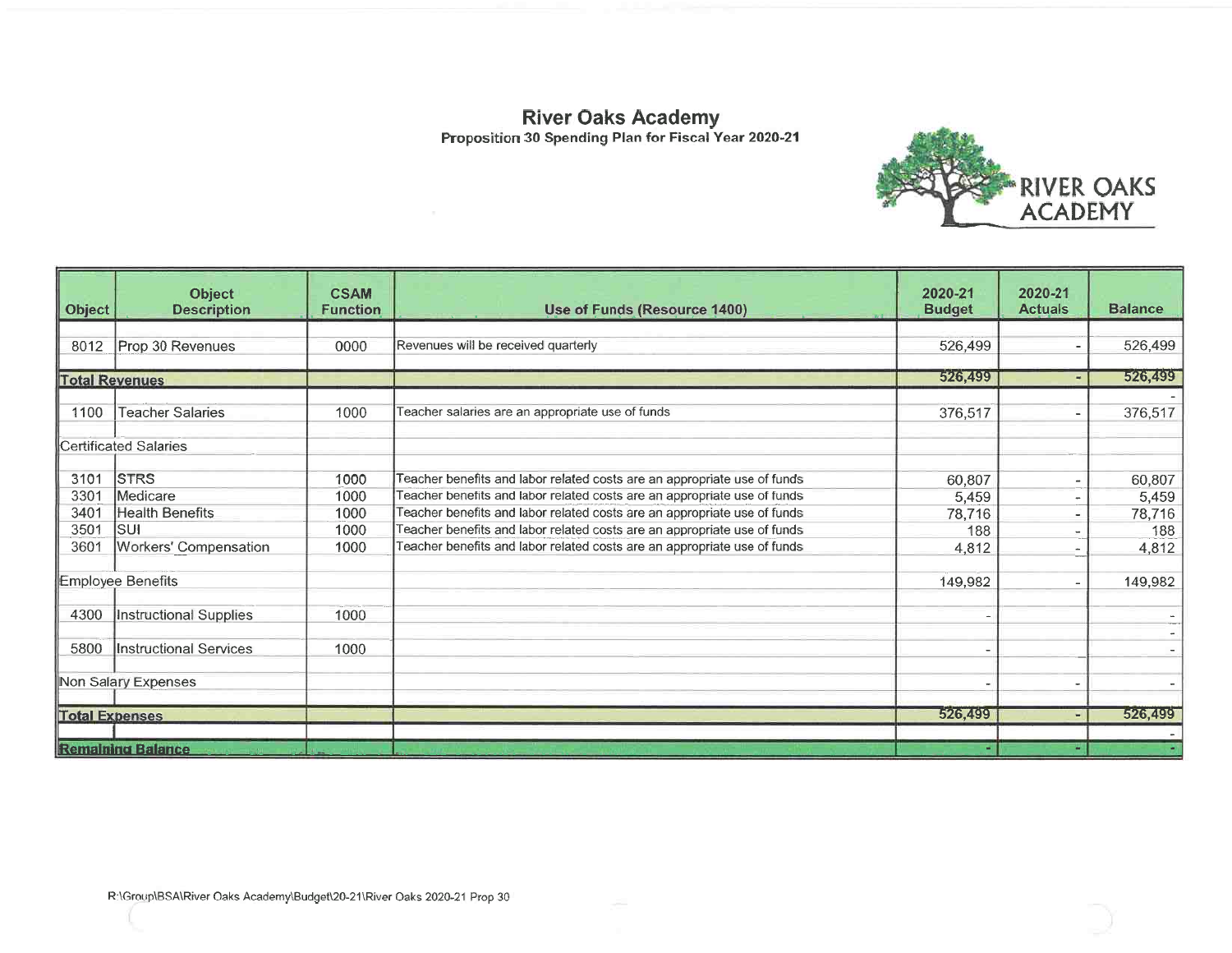# River Oaks Academy

**Proposition 30 Spending Plan for Fiscal Year 2020-21**

| Object | Object Description | CSAM Function | Use of Funds (Resource 1400) | 2020-21 Budget | 2020-21 Actuals | Balance |
|---|---|---|---|---|---|---|
| 8012 | Prop 30 Revenues | 0000 | Revenues will be received quarterly | 526,499 | - | 526,499 |
| **Total Revenues** | | | | 526,499 | - | 526,499 |
| | | | | | | - |
| 1100 | Teacher Salaries | 1000 | Teacher salaries are an appropriate use of funds | 376,517 | - | 376,517 |
| Certificated Salaries | | | | | | |
| 3101 | STRS | 1000 | Teacher benefits and labor related costs are an appropriate use of funds | 60,807 | - | 60,807 |
| 3301 | Medicare | 1000 | Teacher benefits and labor related costs are an appropriate use of funds | 5,459 | - | 5,459 |
| 3401 | Health Benefits | 1000 | Teacher benefits and labor related costs are an appropriate use of funds | 78,716 | - | 78,716 |
| 3501 | SUI | 1000 | Teacher benefits and labor related costs are an appropriate use of funds | 188 | - | 188 |
| 3601 | Workers' Compensation | 1000 | Teacher benefits and labor related costs are an appropriate use of funds | 4,812 | - | 4,812 |
| Employee Benefits | | | | 149,982 | - | 149,982 |
| 4300 | Instructional Supplies | 1000 | | - | | - |
| | | | | | | - |
| 5800 | Instructional Services | 1000 | | - | | - |
| Non Salary Expenses | | | | - | - | - |
| **Total Expenses** | | | | 526,499 | - | 526,499 |
| | | | | | | - |
| **Remaining Balance** | | | | - | - | - |

R:\Group\BSA\River Oaks Academy\Budget\20-21\River Oaks 2020-21 Prop 30